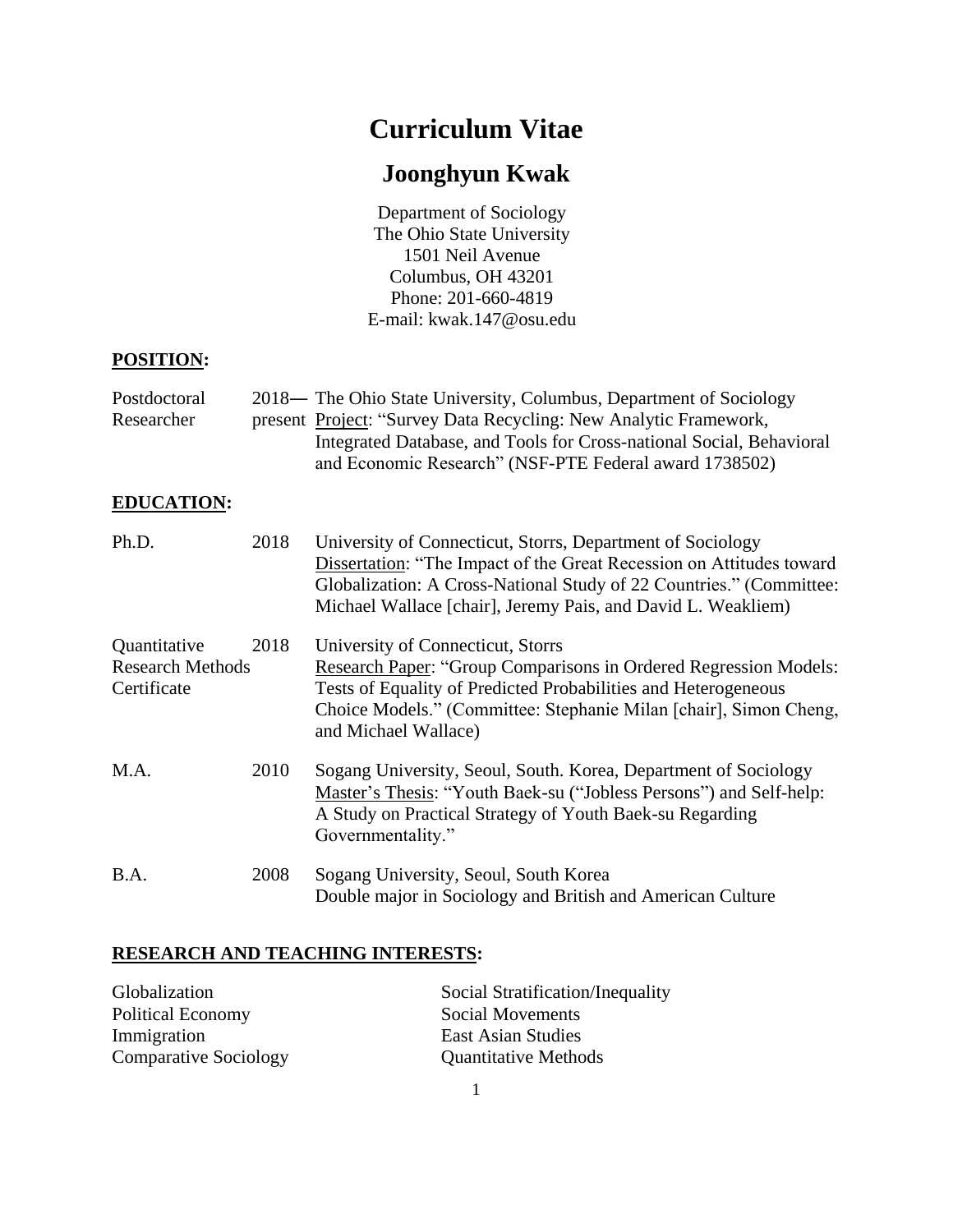# Curriculum Vitae

## Joonghyun Kwak

Department of Sociology
The Ohio State University
1501 Neil Avenue
Columbus, OH 43201
Phone: 201-660-4819
E-mail: kwak.147@osu.edu

### POSITION:

| | | |
|---|---|---|
| Postdoctoral Researcher | 2018— present | The Ohio State University, Columbus, Department of Sociology<br>Project: "Survey Data Recycling: New Analytic Framework, Integrated Database, and Tools for Cross-national Social, Behavioral and Economic Research" (NSF-PTE Federal award 1738502) |

### EDUCATION:

| | | |
|---|---|---|
| Ph.D. | 2018 | University of Connecticut, Storrs, Department of Sociology<br>Dissertation: "The Impact of the Great Recession on Attitudes toward Globalization: A Cross-National Study of 22 Countries." (Committee: Michael Wallace [chair], Jeremy Pais, and David L. Weakliem) |
| Quantitative Research Methods Certificate | 2018 | University of Connecticut, Storrs<br>Research Paper: "Group Comparisons in Ordered Regression Models: Tests of Equality of Predicted Probabilities and Heterogeneous Choice Models." (Committee: Stephanie Milan [chair], Simon Cheng, and Michael Wallace) |
| M.A. | 2010 | Sogang University, Seoul, South. Korea, Department of Sociology<br>Master's Thesis: "Youth Baek-su ("Jobless Persons") and Self-help: A Study on Practical Strategy of Youth Baek-su Regarding Governmentality." |
| B.A. | 2008 | Sogang University, Seoul, South Korea<br>Double major in Sociology and British and American Culture |

### RESEARCH AND TEACHING INTERESTS:

- Globalization
- Political Economy
- Immigration
- Comparative Sociology
- Social Stratification/Inequality
- Social Movements
- East Asian Studies
- Quantitative Methods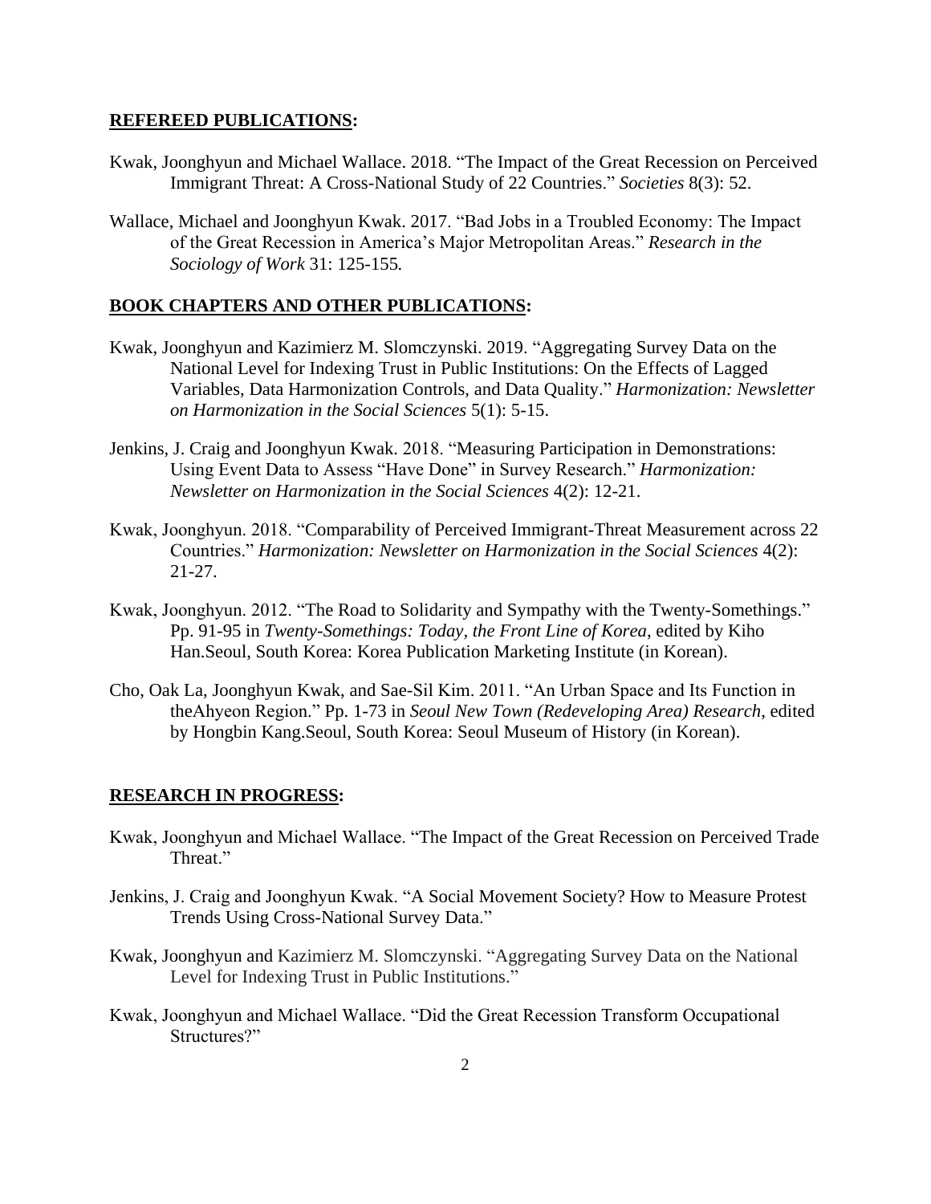**REFEREED PUBLICATIONS:**

Kwak, Joonghyun and Michael Wallace. 2018. "The Impact of the Great Recession on Perceived Immigrant Threat: A Cross-National Study of 22 Countries." *Societies* 8(3): 52.

Wallace, Michael and Joonghyun Kwak. 2017. "Bad Jobs in a Troubled Economy: The Impact of the Great Recession in America's Major Metropolitan Areas." *Research in the Sociology of Work* 31: 125-155.

**BOOK CHAPTERS AND OTHER PUBLICATIONS:**

Kwak, Joonghyun and Kazimierz M. Slomczynski. 2019. "Aggregating Survey Data on the National Level for Indexing Trust in Public Institutions: On the Effects of Lagged Variables, Data Harmonization Controls, and Data Quality." *Harmonization: Newsletter on Harmonization in the Social Sciences* 5(1): 5-15.

Jenkins, J. Craig and Joonghyun Kwak. 2018. "Measuring Participation in Demonstrations: Using Event Data to Assess "Have Done" in Survey Research." *Harmonization: Newsletter on Harmonization in the Social Sciences* 4(2): 12-21.

Kwak, Joonghyun. 2018. "Comparability of Perceived Immigrant-Threat Measurement across 22 Countries." *Harmonization: Newsletter on Harmonization in the Social Sciences* 4(2): 21-27.

Kwak, Joonghyun. 2012. "The Road to Solidarity and Sympathy with the Twenty-Somethings." Pp. 91-95 in *Twenty-Somethings: Today, the Front Line of Korea*, edited by Kiho Han.Seoul, South Korea: Korea Publication Marketing Institute (in Korean).

Cho, Oak La, Joonghyun Kwak, and Sae-Sil Kim. 2011. "An Urban Space and Its Function in theAhyeon Region." Pp. 1-73 in *Seoul New Town (Redeveloping Area) Research*, edited by Hongbin Kang.Seoul, South Korea: Seoul Museum of History (in Korean).

**RESEARCH IN PROGRESS:**

Kwak, Joonghyun and Michael Wallace. "The Impact of the Great Recession on Perceived Trade Threat."

Jenkins, J. Craig and Joonghyun Kwak. "A Social Movement Society? How to Measure Protest Trends Using Cross-National Survey Data."

Kwak, Joonghyun and Kazimierz M. Slomczynski. "Aggregating Survey Data on the National Level for Indexing Trust in Public Institutions."

Kwak, Joonghyun and Michael Wallace. "Did the Great Recession Transform Occupational Structures?"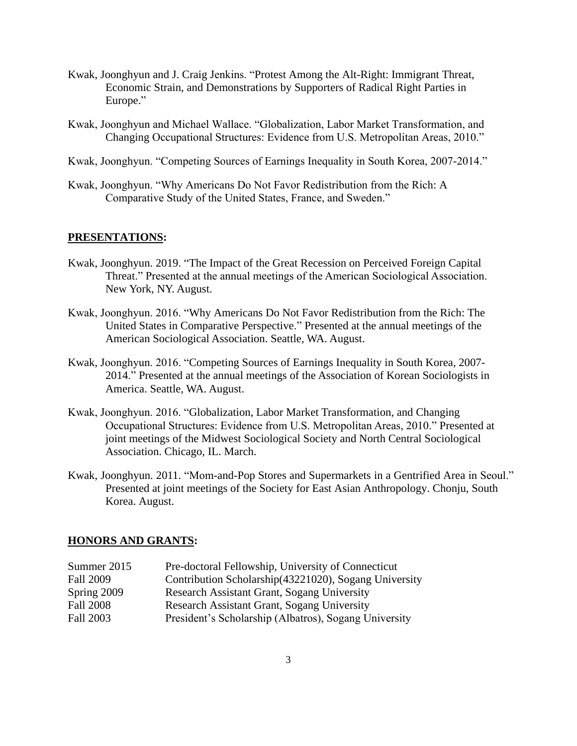Kwak, Joonghyun and J. Craig Jenkins. "Protest Among the Alt-Right: Immigrant Threat, Economic Strain, and Demonstrations by Supporters of Radical Right Parties in Europe."

Kwak, Joonghyun and Michael Wallace. "Globalization, Labor Market Transformation, and Changing Occupational Structures: Evidence from U.S. Metropolitan Areas, 2010."

Kwak, Joonghyun. "Competing Sources of Earnings Inequality in South Korea, 2007-2014."

Kwak, Joonghyun. "Why Americans Do Not Favor Redistribution from the Rich: A Comparative Study of the United States, France, and Sweden."

## PRESENTATIONS:

Kwak, Joonghyun. 2019. "The Impact of the Great Recession on Perceived Foreign Capital Threat." Presented at the annual meetings of the American Sociological Association. New York, NY. August.

Kwak, Joonghyun. 2016. "Why Americans Do Not Favor Redistribution from the Rich: The United States in Comparative Perspective." Presented at the annual meetings of the American Sociological Association. Seattle, WA. August.

Kwak, Joonghyun. 2016. "Competing Sources of Earnings Inequality in South Korea, 2007-2014." Presented at the annual meetings of the Association of Korean Sociologists in America. Seattle, WA. August.

Kwak, Joonghyun. 2016. "Globalization, Labor Market Transformation, and Changing Occupational Structures: Evidence from U.S. Metropolitan Areas, 2010." Presented at joint meetings of the Midwest Sociological Society and North Central Sociological Association. Chicago, IL. March.

Kwak, Joonghyun. 2011. "Mom-and-Pop Stores and Supermarkets in a Gentrified Area in Seoul." Presented at joint meetings of the Society for East Asian Anthropology. Chonju, South Korea. August.

## HONORS AND GRANTS:

| | |
|---|---|
| Summer 2015 | Pre-doctoral Fellowship, University of Connecticut |
| Fall 2009 | Contribution Scholarship(43221020), Sogang University |
| Spring 2009 | Research Assistant Grant, Sogang University |
| Fall 2008 | Research Assistant Grant, Sogang University |
| Fall 2003 | President's Scholarship (Albatros), Sogang University |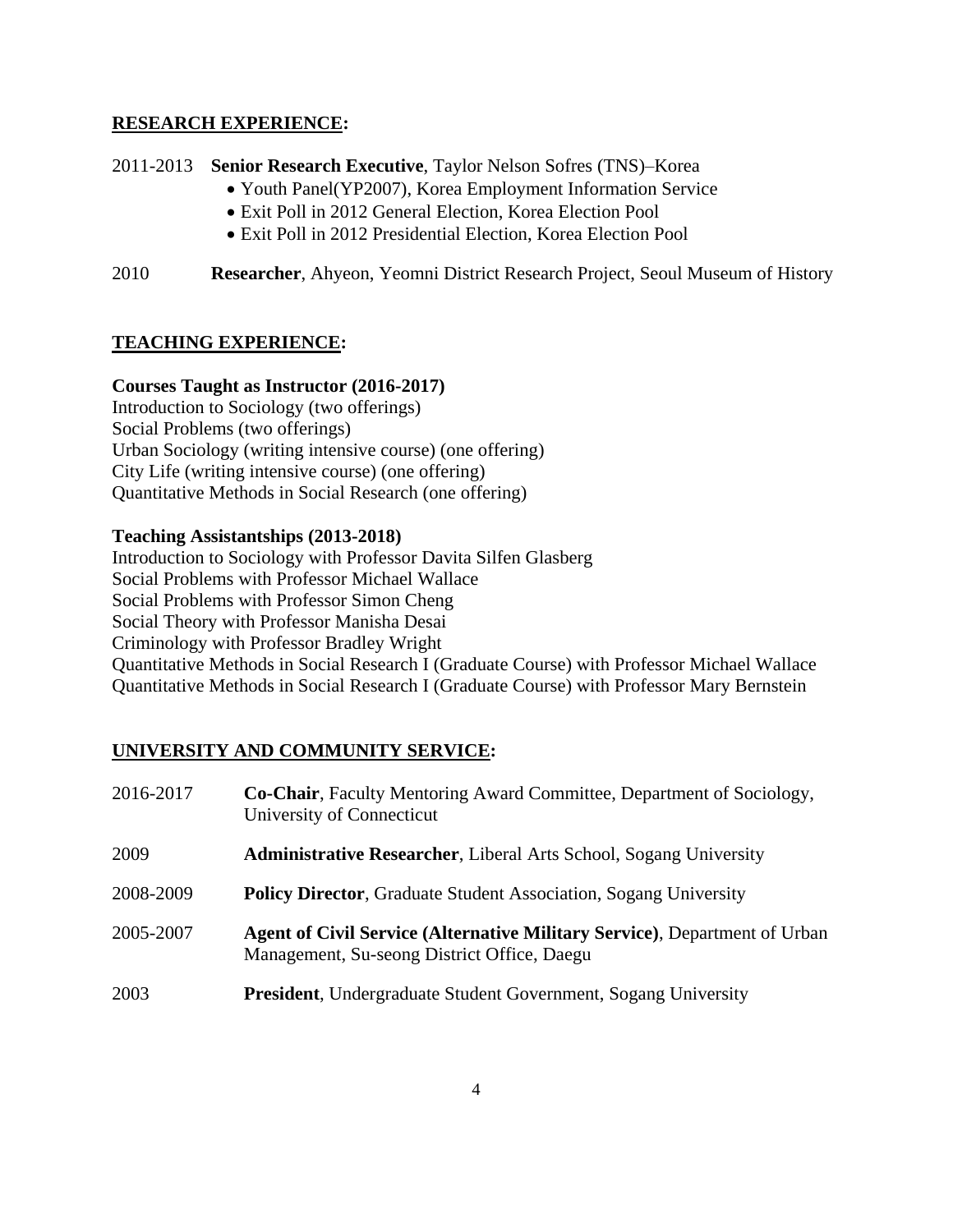## RESEARCH EXPERIENCE:

2011-2013 **Senior Research Executive**, Taylor Nelson Sofres (TNS)–Korea

- Youth Panel(YP2007), Korea Employment Information Service
- Exit Poll in 2012 General Election, Korea Election Pool
- Exit Poll in 2012 Presidential Election, Korea Election Pool

2010 **Researcher**, Ahyeon, Yeomni District Research Project, Seoul Museum of History

## TEACHING EXPERIENCE:

**Courses Taught as Instructor (2016-2017)**

Introduction to Sociology (two offerings)
Social Problems (two offerings)
Urban Sociology (writing intensive course) (one offering)
City Life (writing intensive course) (one offering)
Quantitative Methods in Social Research (one offering)

**Teaching Assistantships (2013-2018)**

Introduction to Sociology with Professor Davita Silfen Glasberg
Social Problems with Professor Michael Wallace
Social Problems with Professor Simon Cheng
Social Theory with Professor Manisha Desai
Criminology with Professor Bradley Wright
Quantitative Methods in Social Research I (Graduate Course) with Professor Michael Wallace
Quantitative Methods in Social Research I (Graduate Course) with Professor Mary Bernstein

## UNIVERSITY AND COMMUNITY SERVICE:

2016-2017 **Co-Chair**, Faculty Mentoring Award Committee, Department of Sociology, University of Connecticut

2009 **Administrative Researcher**, Liberal Arts School, Sogang University

2008-2009 **Policy Director**, Graduate Student Association, Sogang University

2005-2007 **Agent of Civil Service (Alternative Military Service)**, Department of Urban Management, Su-seong District Office, Daegu

2003 **President**, Undergraduate Student Government, Sogang University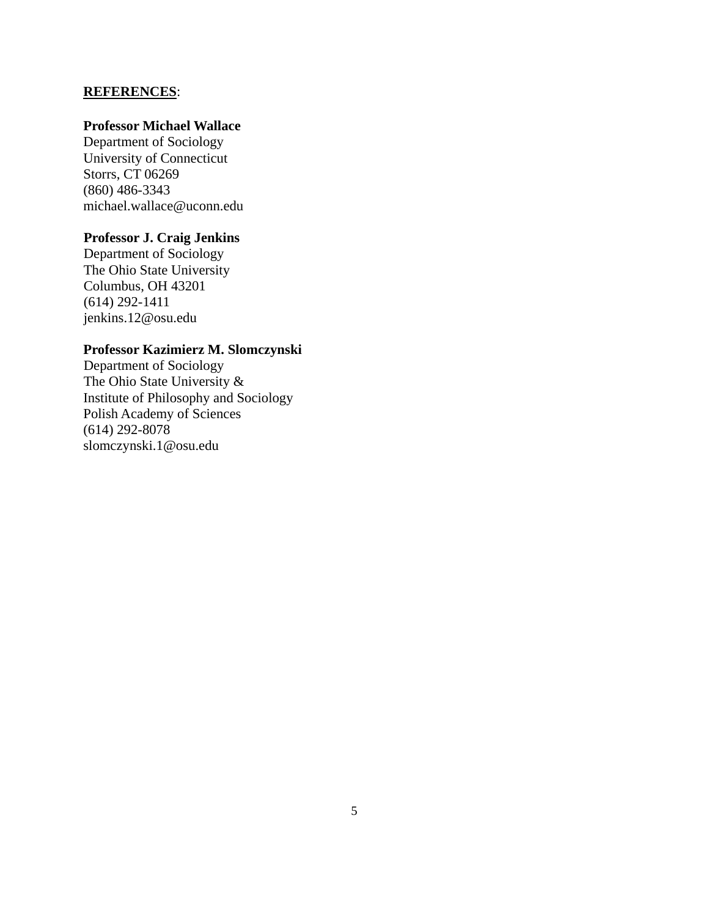**<u>REFERENCES</u>**:

**Professor Michael Wallace**
Department of Sociology
University of Connecticut
Storrs, CT 06269
(860) 486-3343
michael.wallace@uconn.edu

**Professor J. Craig Jenkins**
Department of Sociology
The Ohio State University
Columbus, OH 43201
(614) 292-1411
jenkins.12@osu.edu

**Professor Kazimierz M. Slomczynski**
Department of Sociology
The Ohio State University &
Institute of Philosophy and Sociology
Polish Academy of Sciences
(614) 292-8078
slomczynski.1@osu.edu